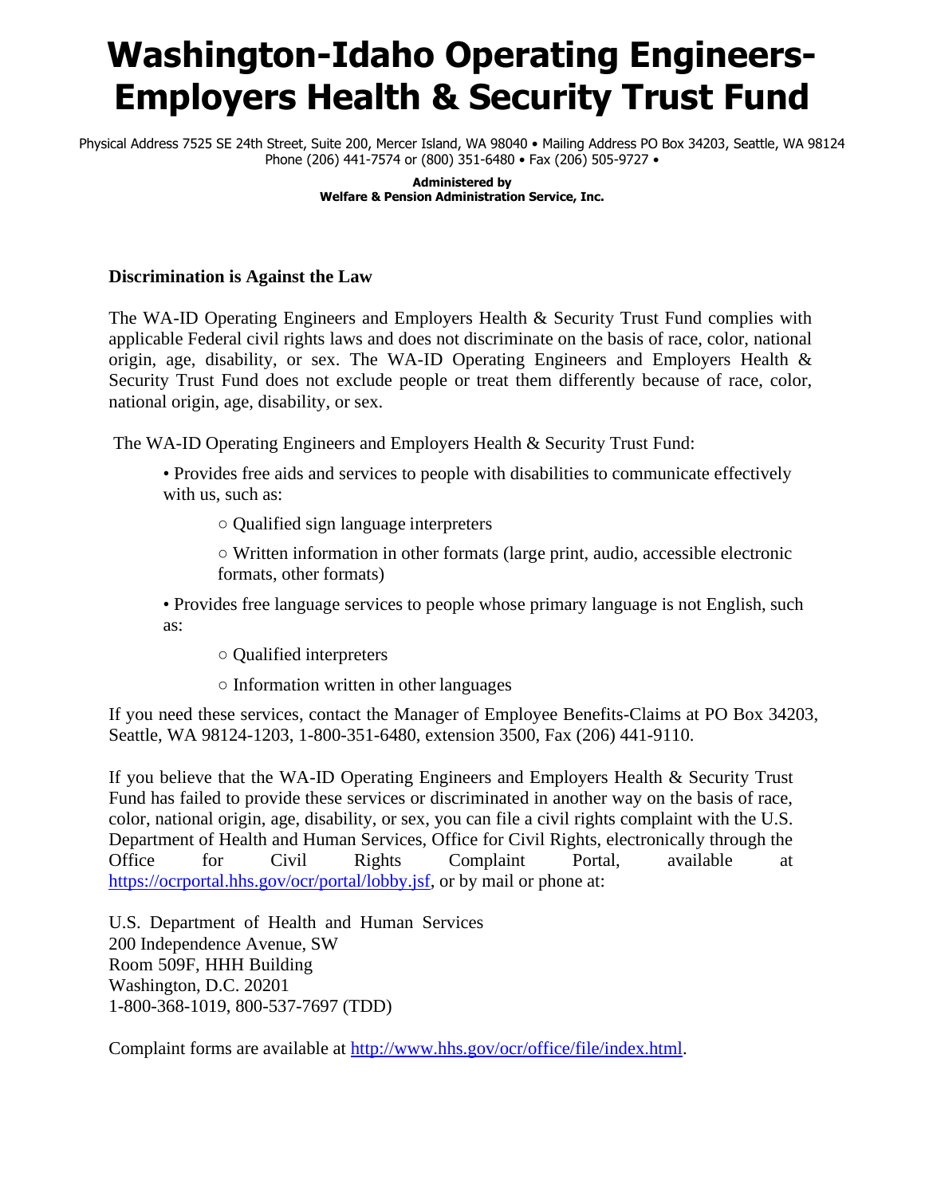# Washington-Idaho Operating Engineers-Employers Health & Security Trust Fund

Physical Address 7525 SE 24th Street, Suite 200, Mercer Island, WA 98040 • Mailing Address PO Box 34203, Seattle, WA 98124
Phone (206) 441-7574 or (800) 351-6480 • Fax (206) 505-9727 •

**Administered by**
**Welfare & Pension Administration Service, Inc.**

**Discrimination is Against the Law**

The WA-ID Operating Engineers and Employers Health & Security Trust Fund complies with applicable Federal civil rights laws and does not discriminate on the basis of race, color, national origin, age, disability, or sex. The WA-ID Operating Engineers and Employers Health & Security Trust Fund does not exclude people or treat them differently because of race, color, national origin, age, disability, or sex.

The WA-ID Operating Engineers and Employers Health & Security Trust Fund:

- Provides free aids and services to people with disabilities to communicate effectively with us, such as:
  - Qualified sign language interpreters
  - Written information in other formats (large print, audio, accessible electronic formats, other formats)
- Provides free language services to people whose primary language is not English, such as:
  - Qualified interpreters
  - Information written in other languages

If you need these services, contact the Manager of Employee Benefits-Claims at PO Box 34203, Seattle, WA 98124-1203, 1-800-351-6480, extension 3500, Fax (206) 441-9110.

If you believe that the WA-ID Operating Engineers and Employers Health & Security Trust Fund has failed to provide these services or discriminated in another way on the basis of race, color, national origin, age, disability, or sex, you can file a civil rights complaint with the U.S. Department of Health and Human Services, Office for Civil Rights, electronically through the Office for Civil Rights Complaint Portal, available at https://ocrportal.hhs.gov/ocr/portal/lobby.jsf, or by mail or phone at:

U.S. Department of Health and Human Services
200 Independence Avenue, SW
Room 509F, HHH Building
Washington, D.C. 20201
1-800-368-1019, 800-537-7697 (TDD)

Complaint forms are available at http://www.hhs.gov/ocr/office/file/index.html.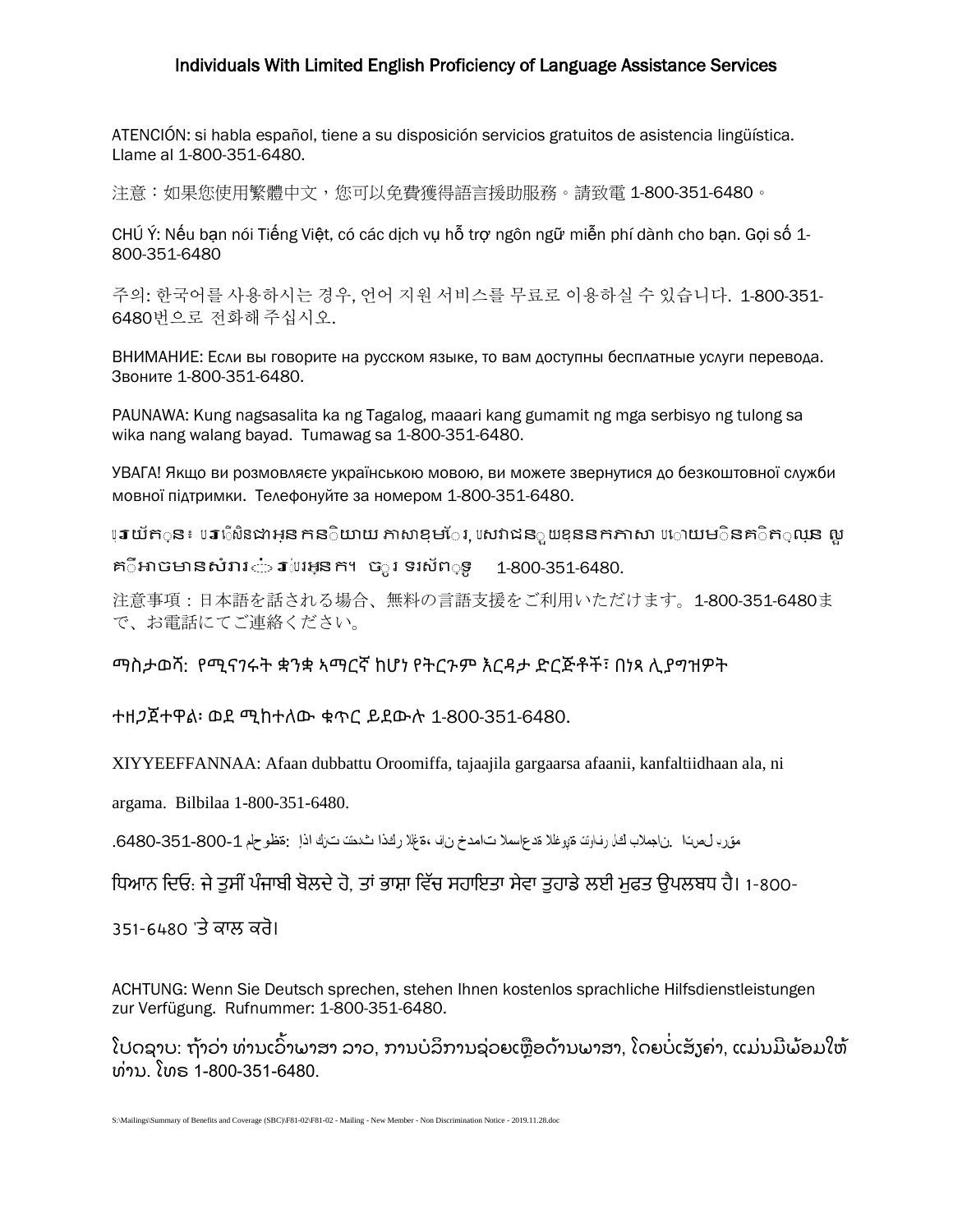## Individuals With Limited English Proficiency of Language Assistance Services

ATENCIÓN: si habla español, tiene a su disposición servicios gratuitos de asistencia lingüística. Llame al 1-800-351-6480.

注意：如果您使用繁體中文，您可以免費獲得語言援助服務。請致電 1-800-351-6480。

CHÚ Ý: Nếu bạn nói Tiếng Việt, có các dịch vụ hỗ trợ ngôn ngữ miễn phí dành cho bạn. Gọi số 1-800-351-6480

주의: 한국어를 사용하시는 경우, 언어 지원 서비스를 무료로 이용하실 수 있습니다. 1-800-351-6480번으로 전화해 주십시오.

ВНИМАНИЕ: Если вы говорите на русском языке, то вам доступны бесплатные услуги перевода. Звоните 1-800-351-6480.

PAUNAWA: Kung nagsasalita ka ng Tagalog, maaari kang gumamit ng mga serbisyo ng tulong sa wika nang walang bayad. Tumawag sa 1-800-351-6480.

УВАГА! Якщо ви розмовляєте українською мовою, ви можете звернутися до безкоштовної служби мовної підтримки. Телефонуйте за номером 1-800-351-6480.

ប្រយ័ត្ន៖ បើសិនជាអ្នកនិយាយ ភាសាខ្មែរ, សេវាជំនួយផ្នែកភាសា ដោយមិនគិតឈ្នួល គឺអាចមានសំរាប់បំរើអ្នក។ ចូរ ទូរស័ព្ទ 1-800-351-6480.

注意事項：日本語を話される場合、無料の言語支援をご利用いただけます。1-800-351-6480まで、お電話にてご連絡ください。

ማስታወሻ: የሚናገሩት ቋንቋ ኣማርኛ ከሆነ የትርጉም እርዳታ ድርጅቶች፣ በነጻ ሊያግዝዎት ተዘጋጀተዋል፡ ወደ ሚከተለው ቁጥር ይደውሉ 1-800-351-6480.

XIYYEEFFANNAA: Afaan dubbattu Oroomiffa, tajaajila gargaarsa afaanii, kanfaltiidhaan ala, ni argama. Bilbilaa 1-800-351-6480.

ملحوظة: إذا كنت تتحدث اذكر اللغة، فإن خدمات المساعدة اللغوية تتوافر لك بالمجان. اتصل برقم 1-800-351-6480.

ਧਿਆਨ ਦਿਓ: ਜੇ ਤੁਸੀਂ ਪੰਜਾਬੀ ਬੋਲਦੇ ਹੋ, ਤਾਂ ਭਾਸ਼ਾ ਵਿੱਚ ਸਹਾਇਤਾ ਸੇਵਾ ਤੁਹਾਡੇ ਲਈ ਮੁਫਤ ਉਪਲਬਧ ਹੈ। 1-800-351-6480 'ਤੇ ਕਾਲ ਕਰੋ।

ACHTUNG: Wenn Sie Deutsch sprechen, stehen Ihnen kostenlos sprachliche Hilfsdienstleistungen zur Verfügung. Rufnummer: 1-800-351-6480.

ໂປດຊາບ: ຖ້າວ່າ ທ່ານເວົ້າພາສາ ລາວ, ການບໍລິການຊ່ວຍເຫຼືອດ້ານພາສາ, ໂດຍບໍ່ເສັຽຄ່າ, ແມ່ນມີພ້ອມໃຫ້ທ່ານ. ໂທຣ 1-800-351-6480.